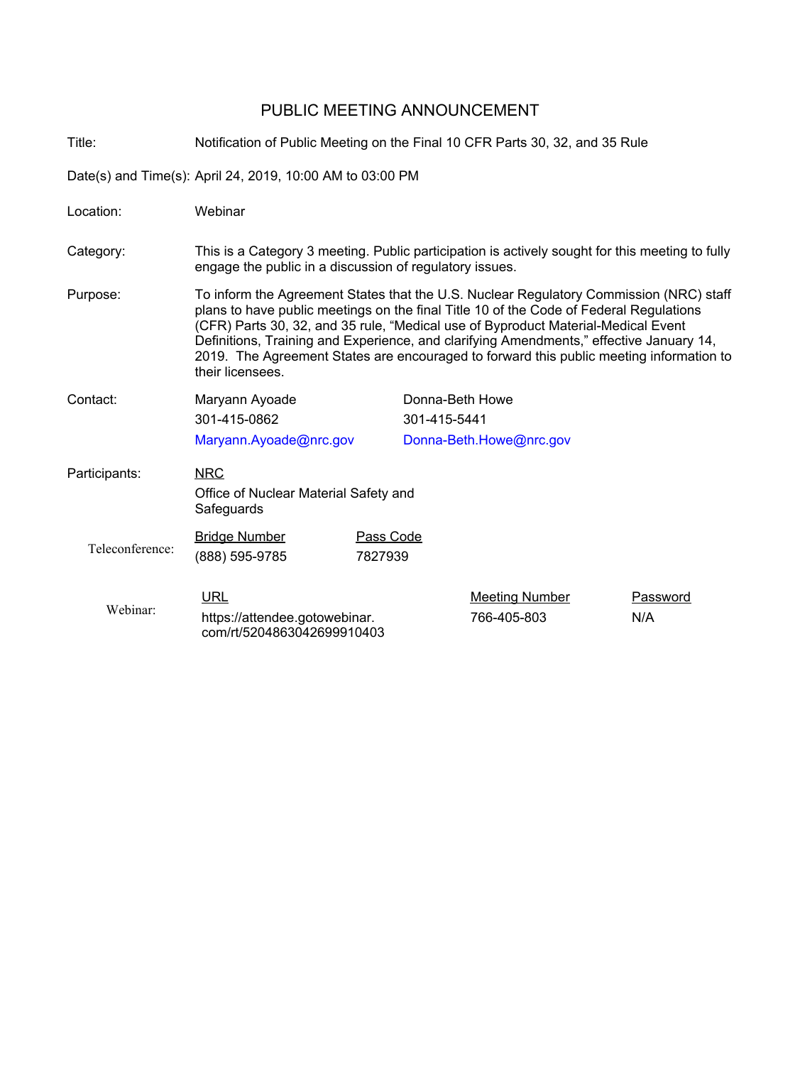# PUBLIC MEETING ANNOUNCEMENT

**Title:** Notification of Public Meeting on the Final 10 CFR Parts 30, 32, and 35 Rule

**Date(s) and Time(s):** April 24, 2019, 10:00 AM to 03:00 PM

**Location:** Webinar

**Category:** This is a Category 3 meeting. Public participation is actively sought for this meeting to fully engage the public in a discussion of regulatory issues.

**Purpose:** To inform the Agreement States that the U.S. Nuclear Regulatory Commission (NRC) staff plans to have public meetings on the final Title 10 of the Code of Federal Regulations (CFR) Parts 30, 32, and 35 rule, “Medical use of Byproduct Material-Medical Event Definitions, Training and Experience, and clarifying Amendments,” effective January 14, 2019. The Agreement States are encouraged to forward this public meeting information to their licensees.

**Contact:**

| Maryann Ayoade | Donna-Beth Howe |
|---|---|
| 301-415-0862 | 301-415-5441 |
| Maryann.Ayoade@nrc.gov | Donna-Beth.Howe@nrc.gov |

**Participants:**

NRC

Office of Nuclear Material Safety and Safeguards

**Teleconference:**

| Bridge Number | Pass Code |
|---|---|
| (888) 595-9785 | 7827939 |

**Webinar:**

| URL | Meeting Number | Password |
|---|---|---|
| https://attendee.gotowebinar.com/rt/5204863042699910403 | 766-405-803 | N/A |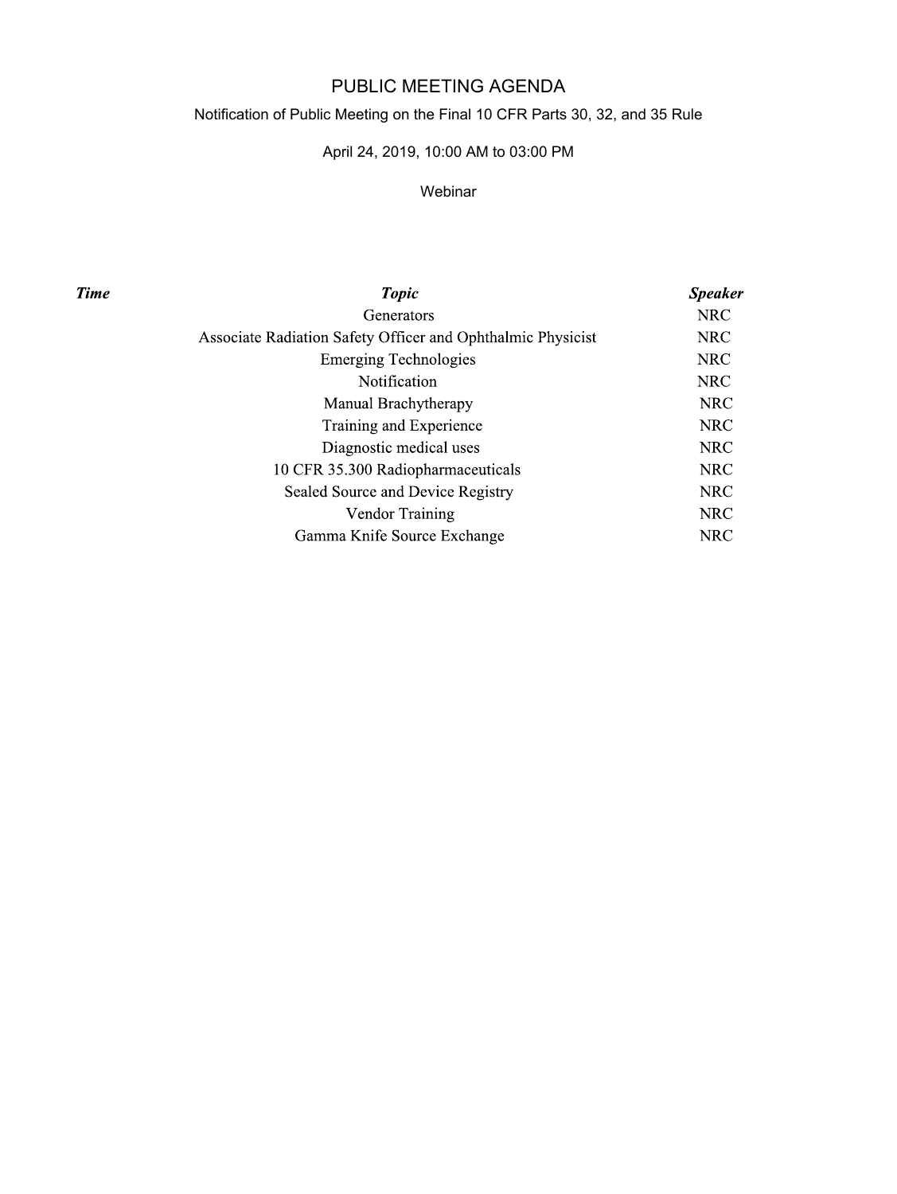# PUBLIC MEETING AGENDA

Notification of Public Meeting on the Final 10 CFR Parts 30, 32, and 35 Rule

April 24, 2019, 10:00 AM to 03:00 PM

Webinar

| *Time* | *Topic* | *Speaker* |
|---|---|---|
| | Generators | NRC |
| | Associate Radiation Safety Officer and Ophthalmic Physicist | NRC |
| | Emerging Technologies | NRC |
| | Notification | NRC |
| | Manual Brachytherapy | NRC |
| | Training and Experience | NRC |
| | Diagnostic medical uses | NRC |
| | 10 CFR 35.300 Radiopharmaceuticals | NRC |
| | Sealed Source and Device Registry | NRC |
| | Vendor Training | NRC |
| | Gamma Knife Source Exchange | NRC |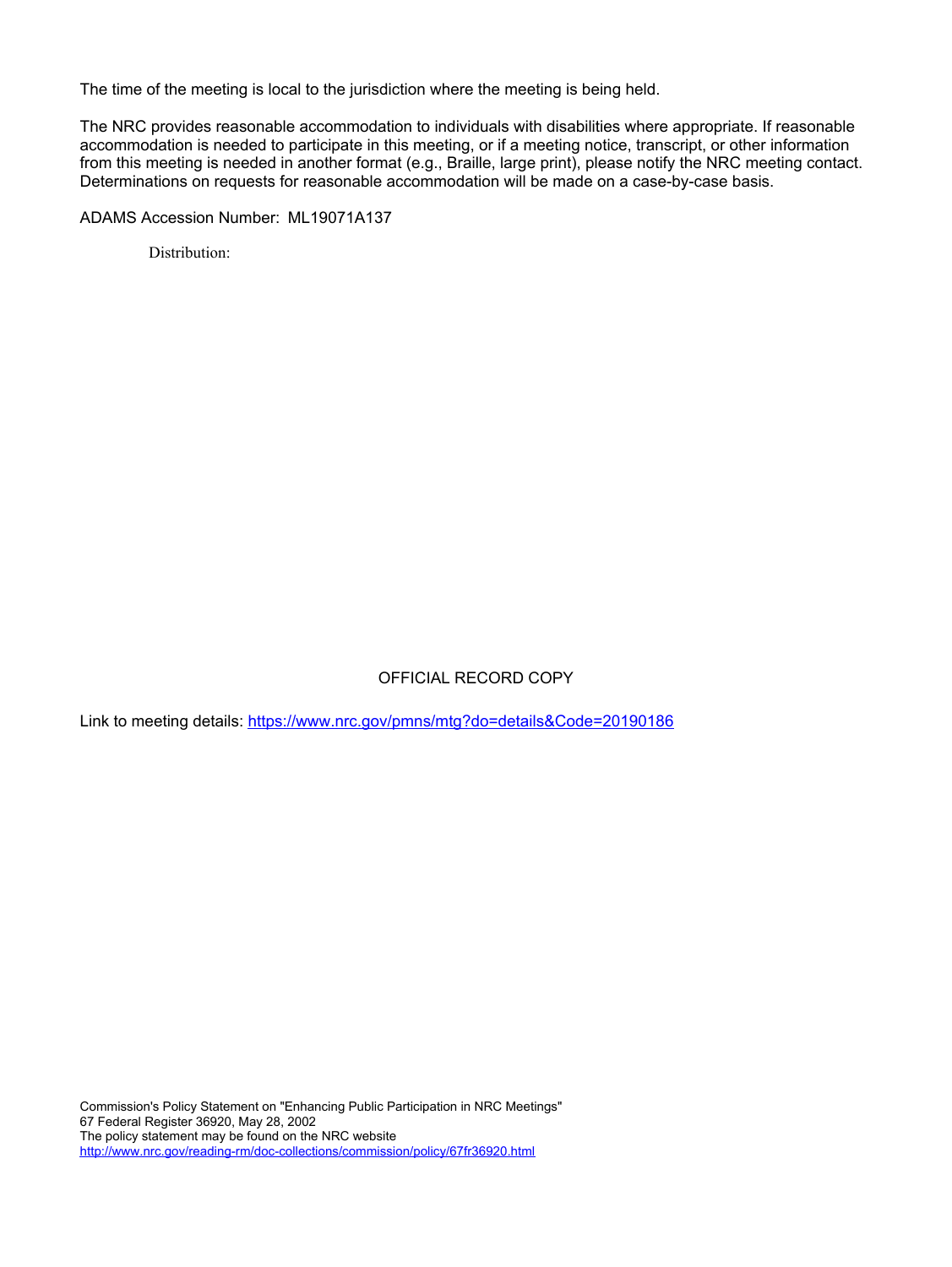The time of the meeting is local to the jurisdiction where the meeting is being held.

The NRC provides reasonable accommodation to individuals with disabilities where appropriate. If reasonable accommodation is needed to participate in this meeting, or if a meeting notice, transcript, or other information from this meeting is needed in another format (e.g., Braille, large print), please notify the NRC meeting contact. Determinations on requests for reasonable accommodation will be made on a case-by-case basis.

ADAMS Accession Number: ML19071A137

Distribution:

OFFICIAL RECORD COPY

Link to meeting details: [https://www.nrc.gov/pmns/mtg?do=details&Code=20190186](https://www.nrc.gov/pmns/mtg?do=details&Code=20190186)

Commission's Policy Statement on "Enhancing Public Participation in NRC Meetings"
67 Federal Register 36920, May 28, 2002
The policy statement may be found on the NRC website
[http://www.nrc.gov/reading-rm/doc-collections/commission/policy/67fr36920.html](http://www.nrc.gov/reading-rm/doc-collections/commission/policy/67fr36920.html)